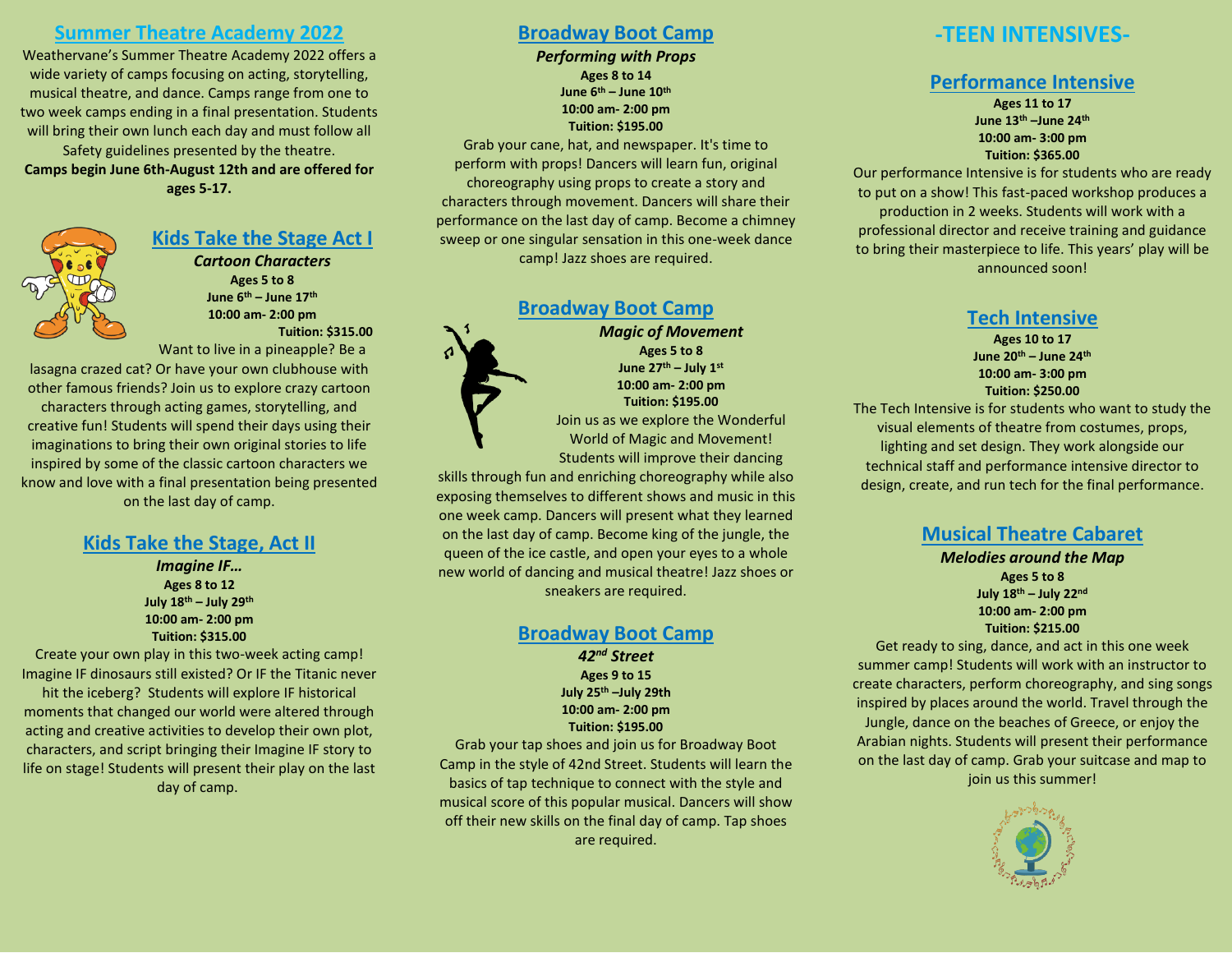## Summer Theatre Academy 2022

Weathervane's Summer Theatre Academy 2022 offers a wide variety of camps focusing on acting, storytelling, musical theatre, and dance. Camps range from one to two week camps ending in a final presentation. Students will bring their own lunch each day and must follow all Safety guidelines presented by the theatre.

**Camps begin June 6th-August 12th and are offered for ages 5-17.**

## Kids Take the Stage Act I

***Cartoon Characters***

**Ages 5 to 8**
**June 6th – June 17th**
**10:00 am- 2:00 pm**
**Tuition: $315.00**

Want to live in a pineapple? Be a lasagna crazed cat? Or have your own clubhouse with other famous friends? Join us to explore crazy cartoon characters through acting games, storytelling, and creative fun! Students will spend their days using their imaginations to bring their own original stories to life inspired by some of the classic cartoon characters we know and love with a final presentation being presented on the last day of camp.

## Kids Take the Stage, Act II

***Imagine IF…***

**Ages 8 to 12**
**July 18th – July 29th**
**10:00 am- 2:00 pm**
**Tuition: $315.00**

Create your own play in this two-week acting camp! Imagine IF dinosaurs still existed? Or IF the Titanic never hit the iceberg? Students will explore IF historical moments that changed our world were altered through acting and creative activities to develop their own plot, characters, and script bringing their Imagine IF story to life on stage! Students will present their play on the last day of camp.

## Broadway Boot Camp

***Performing with Props***

**Ages 8 to 14**
**June 6th – June 10th**
**10:00 am- 2:00 pm**
**Tuition: $195.00**

Grab your cane, hat, and newspaper. It's time to perform with props! Dancers will learn fun, original choreography using props to create a story and characters through movement. Dancers will share their performance on the last day of camp. Become a chimney sweep or one singular sensation in this one-week dance camp! Jazz shoes are required.

## Broadway Boot Camp

***Magic of Movement***

**Ages 5 to 8**
**June 27th – July 1st**
**10:00 am- 2:00 pm**
**Tuition: $195.00**

Join us as we explore the Wonderful World of Magic and Movement! Students will improve their dancing skills through fun and enriching choreography while also exposing themselves to different shows and music in this one week camp. Dancers will present what they learned on the last day of camp. Become king of the jungle, the queen of the ice castle, and open your eyes to a whole new world of dancing and musical theatre! Jazz shoes or sneakers are required.

## Broadway Boot Camp

***42nd Street***

**Ages 9 to 15**
**July 25th –July 29th**
**10:00 am- 2:00 pm**
**Tuition: $195.00**

Grab your tap shoes and join us for Broadway Boot Camp in the style of 42nd Street. Students will learn the basics of tap technique to connect with the style and musical score of this popular musical. Dancers will show off their new skills on the final day of camp. Tap shoes are required.

# -TEEN INTENSIVES-

## Performance Intensive

**Ages 11 to 17**
**June 13th –June 24th**
**10:00 am- 3:00 pm**
**Tuition: $365.00**

Our performance Intensive is for students who are ready to put on a show! This fast-paced workshop produces a production in 2 weeks. Students will work with a professional director and receive training and guidance to bring their masterpiece to life. This years' play will be announced soon!

## Tech Intensive

**Ages 10 to 17**
**June 20th – June 24th**
**10:00 am- 3:00 pm**
**Tuition: $250.00**

The Tech Intensive is for students who want to study the visual elements of theatre from costumes, props, lighting and set design. They work alongside our technical staff and performance intensive director to design, create, and run tech for the final performance.

## Musical Theatre Cabaret

***Melodies around the Map***

**Ages 5 to 8**
**July 18th – July 22nd**
**10:00 am- 2:00 pm**
**Tuition: $215.00**

Get ready to sing, dance, and act in this one week summer camp! Students will work with an instructor to create characters, perform choreography, and sing songs inspired by places around the world. Travel through the Jungle, dance on the beaches of Greece, or enjoy the Arabian nights. Students will present their performance on the last day of camp. Grab your suitcase and map to join us this summer!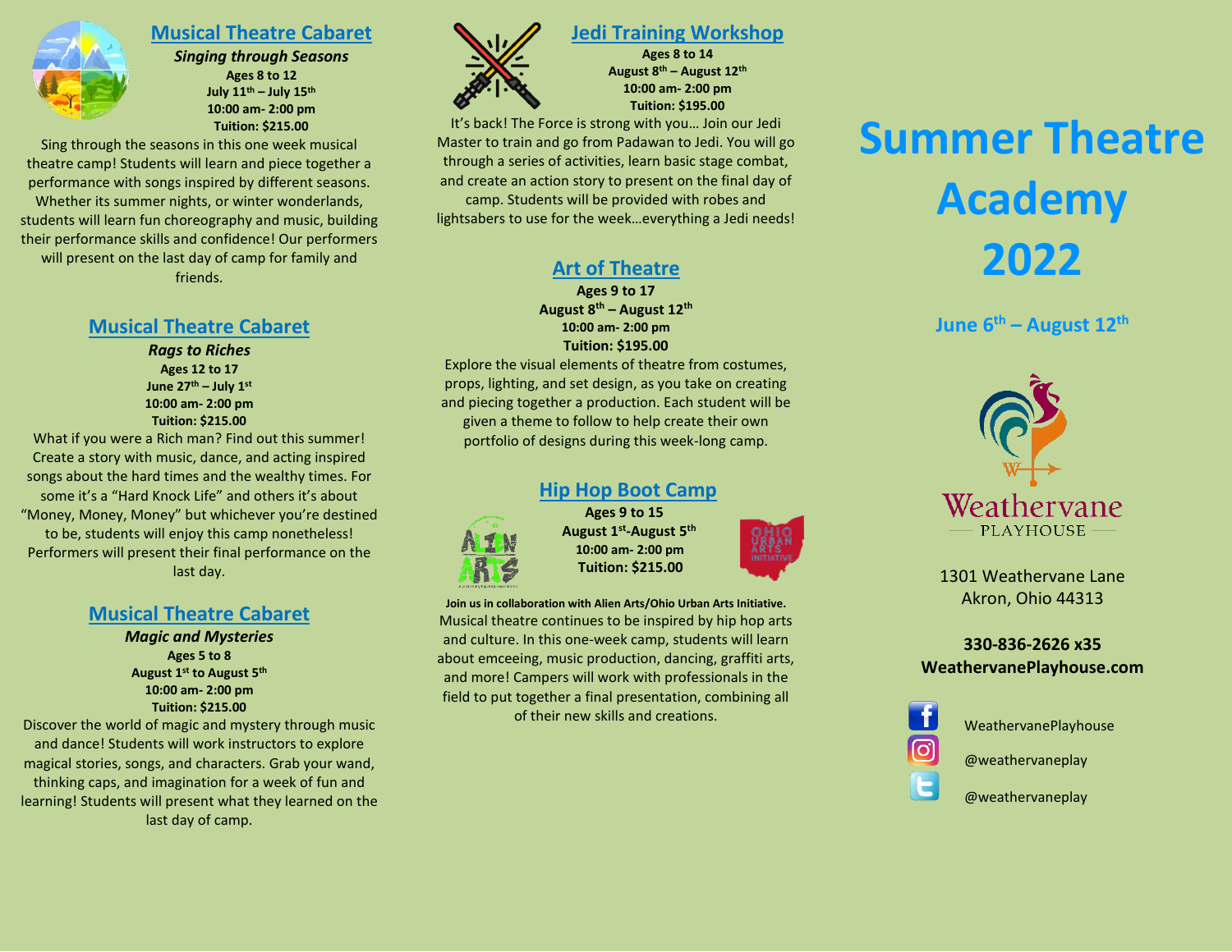## Musical Theatre Cabaret

***Singing through Seasons***

**Ages 8 to 12**
**July 11th – July 15th**
**10:00 am- 2:00 pm**
**Tuition: $215.00**

Sing through the seasons in this one week musical theatre camp! Students will learn and piece together a performance with songs inspired by different seasons. Whether its summer nights, or winter wonderlands, students will learn fun choreography and music, building their performance skills and confidence! Our performers will present on the last day of camp for family and friends.

## Musical Theatre Cabaret

***Rags to Riches***

**Ages 12 to 17**
**June 27th – July 1st**
**10:00 am- 2:00 pm**
**Tuition: $215.00**

What if you were a Rich man? Find out this summer! Create a story with music, dance, and acting inspired songs about the hard times and the wealthy times. For some it's a "Hard Knock Life" and others it's about "Money, Money, Money" but whichever you're destined to be, students will enjoy this camp nonetheless! Performers will present their final performance on the last day.

## Musical Theatre Cabaret

***Magic and Mysteries***

**Ages 5 to 8**
**August 1st to August 5th**
**10:00 am- 2:00 pm**
**Tuition: $215.00**

Discover the world of magic and mystery through music and dance! Students will work instructors to explore magical stories, songs, and characters. Grab your wand, thinking caps, and imagination for a week of fun and learning! Students will present what they learned on the last day of camp.

## Jedi Training Workshop

**Ages 8 to 14**
**August 8th – August 12th**
**10:00 am- 2:00 pm**
**Tuition: $195.00**

It's back! The Force is strong with you… Join our Jedi Master to train and go from Padawan to Jedi. You will go through a series of activities, learn basic stage combat, and create an action story to present on the final day of camp. Students will be provided with robes and lightsabers to use for the week…everything a Jedi needs!

## Art of Theatre

**Ages 9 to 17**
**August 8th – August 12th**
**10:00 am- 2:00 pm**
**Tuition: $195.00**

Explore the visual elements of theatre from costumes, props, lighting, and set design, as you take on creating and piecing together a production. Each student will be given a theme to follow to help create their own portfolio of designs during this week-long camp.

## Hip Hop Boot Camp

**Ages 9 to 15**
**August 1st-August 5th**
**10:00 am- 2:00 pm**
**Tuition: $215.00**

**Join us in collaboration with Alien Arts/Ohio Urban Arts Initiative.** Musical theatre continues to be inspired by hip hop arts and culture. In this one-week camp, students will learn about emceeing, music production, dancing, graffiti arts, and more! Campers will work with professionals in the field to put together a final presentation, combining all of their new skills and creations.

# Summer Theatre Academy 2022

**June 6th – August 12th**

Weathervane PLAYHOUSE

1301 Weathervane Lane
Akron, Ohio 44313

**330-836-2626 x35**
**WeathervanePlayhouse.com**

WeathervanePlayhouse
@weathervaneplay
@weathervaneplay